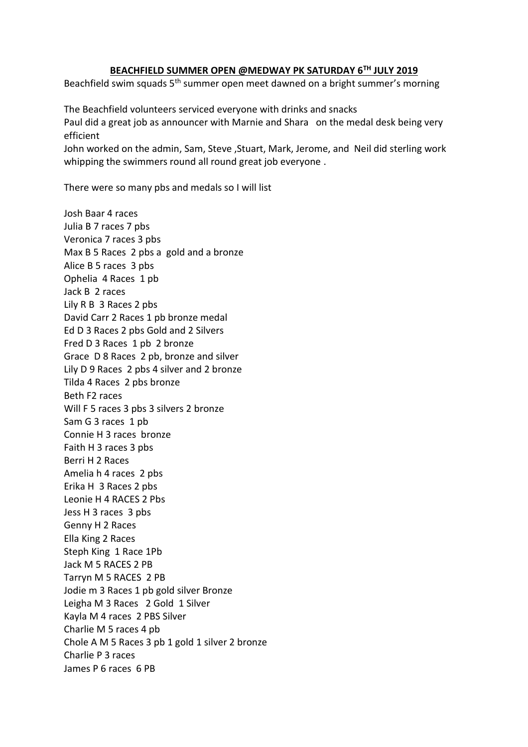**BEACHFIELD SUMMER OPEN @MEDWAY PK SATURDAY 6TH JULY 2019**

Beachfield swim squads 5th summer open meet dawned on a bright summer's morning

The Beachfield volunteers serviced everyone with drinks and snacks
Paul did a great job as announcer with Marnie and Shara on the medal desk being very efficient
John worked on the admin, Sam, Steve ,Stuart, Mark, Jerome, and Neil did sterling work whipping the swimmers round all round great job everyone .

There were so many pbs and medals so I will list

Josh Baar 4 races
Julia B 7 races 7 pbs
Veronica 7 races 3 pbs
Max B 5 Races 2 pbs a gold and a bronze
Alice B 5 races 3 pbs
Ophelia 4 Races 1 pb
Jack B 2 races
Lily R B 3 Races 2 pbs
David Carr 2 Races 1 pb bronze medal
Ed D 3 Races 2 pbs Gold and 2 Silvers
Fred D 3 Races 1 pb 2 bronze
Grace D 8 Races 2 pb, bronze and silver
Lily D 9 Races 2 pbs 4 silver and 2 bronze
Tilda 4 Races 2 pbs bronze
Beth F2 races
Will F 5 races 3 pbs 3 silvers 2 bronze
Sam G 3 races 1 pb
Connie H 3 races bronze
Faith H 3 races 3 pbs
Berri H 2 Races
Amelia h 4 races 2 pbs
Erika H 3 Races 2 pbs
Leonie H 4 RACES 2 Pbs
Jess H 3 races 3 pbs
Genny H 2 Races
Ella King 2 Races
Steph King 1 Race 1Pb
Jack M 5 RACES 2 PB
Tarryn M 5 RACES 2 PB
Jodie m 3 Races 1 pb gold silver Bronze
Leigha M 3 Races 2 Gold 1 Silver
Kayla M 4 races 2 PBS Silver
Charlie M 5 races 4 pb
Chole A M 5 Races 3 pb 1 gold 1 silver 2 bronze
Charlie P 3 races
James P 6 races 6 PB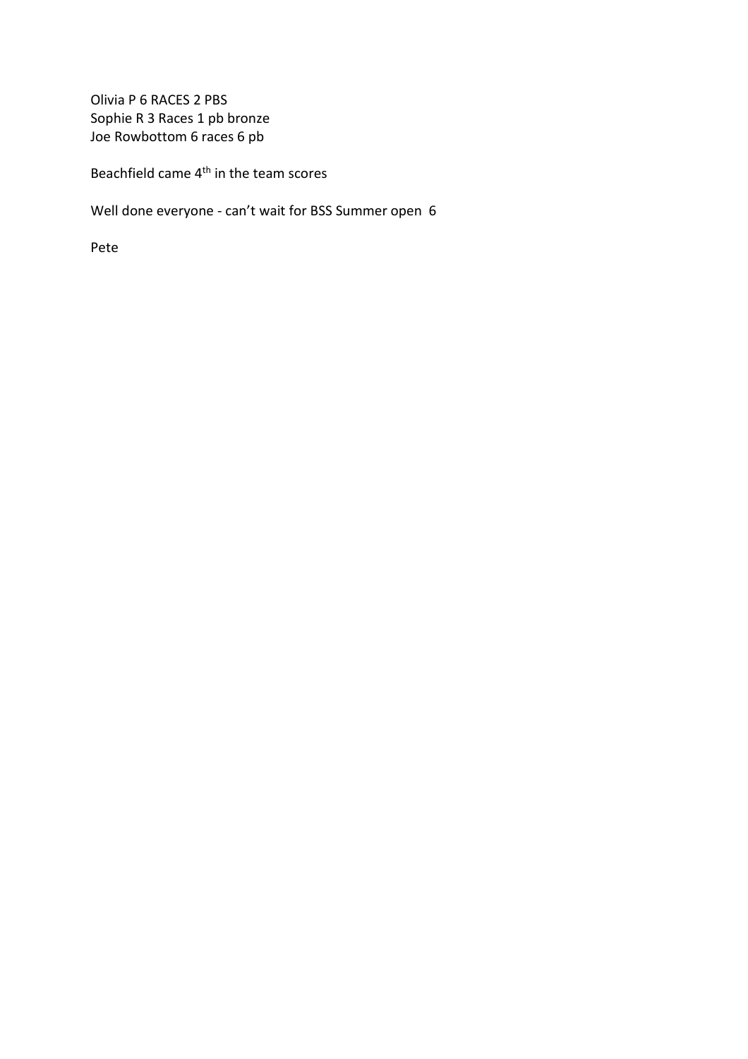Olivia P 6 RACES 2 PBS
Sophie R 3 Races 1 pb bronze
Joe Rowbottom 6 races 6 pb

Beachfield came 4th in the team scores

Well done everyone - can't wait for BSS Summer open 6

Pete